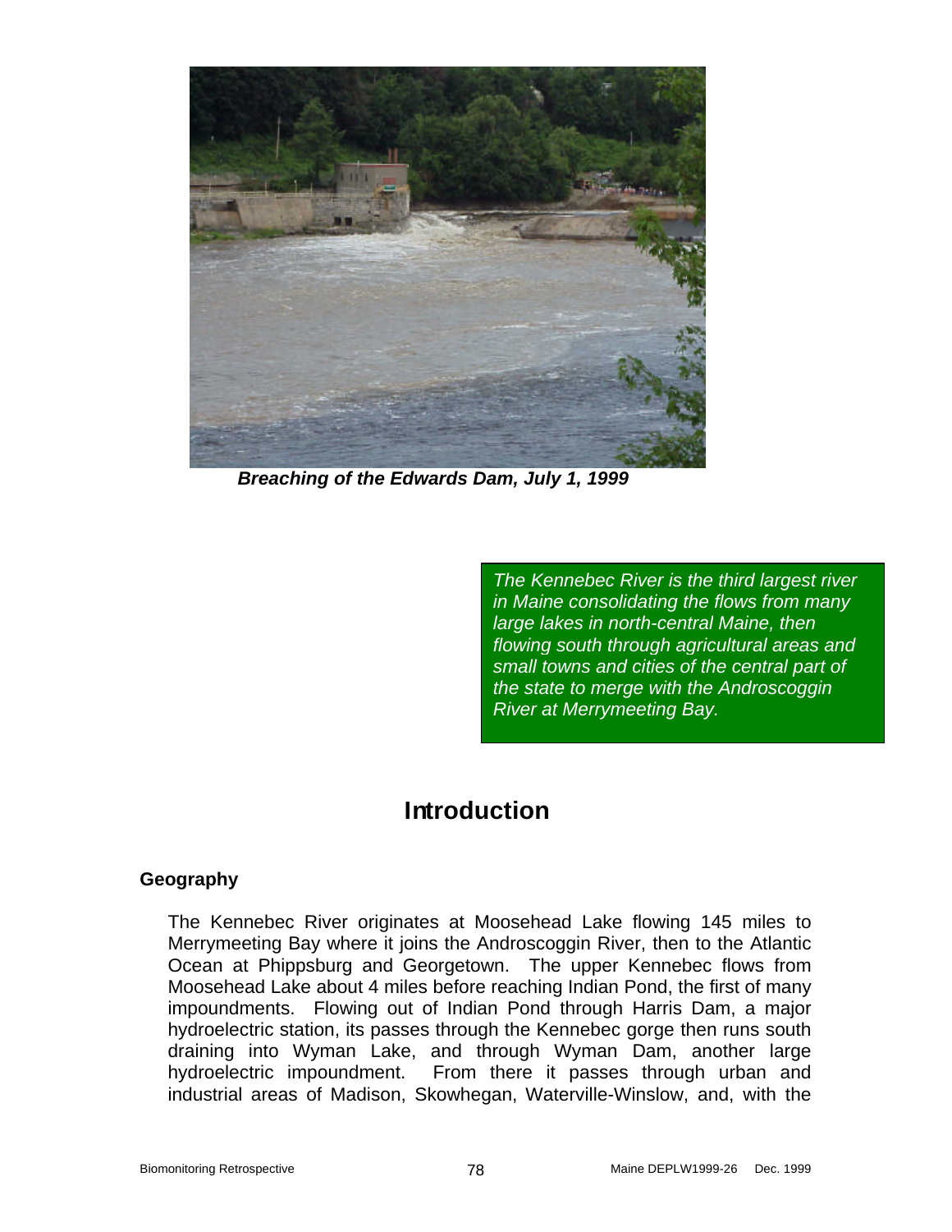*Breaching of the Edwards Dam, July 1, 1999*

*The Kennebec River is the third largest river in Maine consolidating the flows from many large lakes in north-central Maine, then flowing south through agricultural areas and small towns and cities of the central part of the state to merge with the Androscoggin River at Merrymeeting Bay.*

# Introduction

## Geography

The Kennebec River originates at Moosehead Lake flowing 145 miles to Merrymeeting Bay where it joins the Androscoggin River, then to the Atlantic Ocean at Phippsburg and Georgetown. The upper Kennebec flows from Moosehead Lake about 4 miles before reaching Indian Pond, the first of many impoundments. Flowing out of Indian Pond through Harris Dam, a major hydroelectric station, its passes through the Kennebec gorge then runs south draining into Wyman Lake, and through Wyman Dam, another large hydroelectric impoundment. From there it passes through urban and industrial areas of Madison, Skowhegan, Waterville-Winslow, and, with the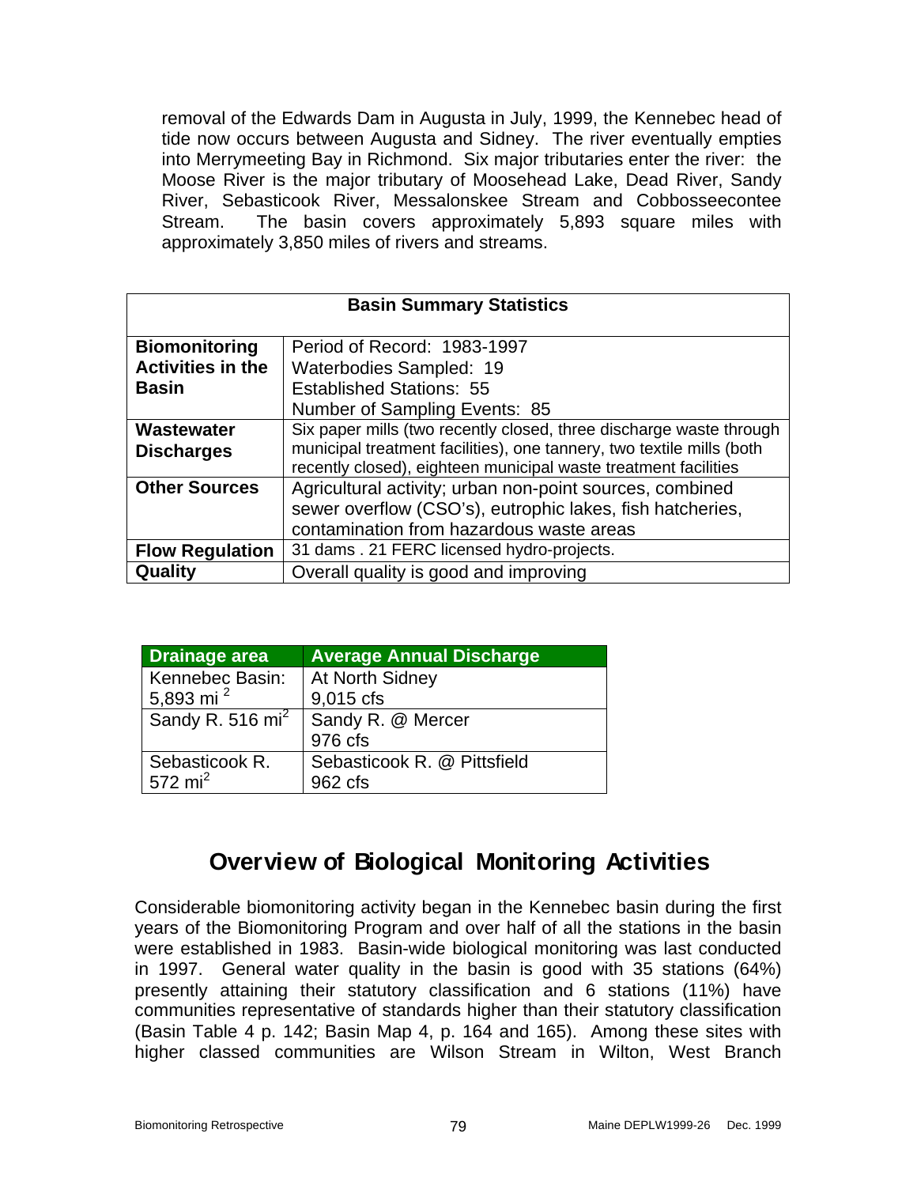removal of the Edwards Dam in Augusta in July, 1999, the Kennebec head of tide now occurs between Augusta and Sidney. The river eventually empties into Merrymeeting Bay in Richmond. Six major tributaries enter the river: the Moose River is the major tributary of Moosehead Lake, Dead River, Sandy River, Sebasticook River, Messalonskee Stream and Cobbosseecontee Stream. The basin covers approximately 5,893 square miles with approximately 3,850 miles of rivers and streams.

| Basin Summary Statistics | |
|---|---|
| **Biomonitoring Activities in the Basin** | Period of Record: 1983-1997<br>Waterbodies Sampled: 19<br>Established Stations: 55<br>Number of Sampling Events: 85 |
| **Wastewater Discharges** | Six paper mills (two recently closed, three discharge waste through municipal treatment facilities), one tannery, two textile mills (both recently closed), eighteen municipal waste treatment facilities |
| **Other Sources** | Agricultural activity; urban non-point sources, combined sewer overflow (CSO's), eutrophic lakes, fish hatcheries, contamination from hazardous waste areas |
| **Flow Regulation** | 31 dams . 21 FERC licensed hydro-projects. |
| **Quality** | Overall quality is good and improving |

| Drainage area | Average Annual Discharge |
|---|---|
| Kennebec Basin: 5,893 mi $^2$ | At North Sidney 9,015 cfs |
| Sandy R. 516 mi$^2$ | Sandy R. @ Mercer 976 cfs |
| Sebasticook R. 572 mi$^2$ | Sebasticook R. @ Pittsfield 962 cfs |

## Overview of Biological Monitoring Activities

Considerable biomonitoring activity began in the Kennebec basin during the first years of the Biomonitoring Program and over half of all the stations in the basin were established in 1983. Basin-wide biological monitoring was last conducted in 1997. General water quality in the basin is good with 35 stations (64%) presently attaining their statutory classification and 6 stations (11%) have communities representative of standards higher than their statutory classification (Basin Table 4 p. 142; Basin Map 4, p. 164 and 165). Among these sites with higher classed communities are Wilson Stream in Wilton, West Branch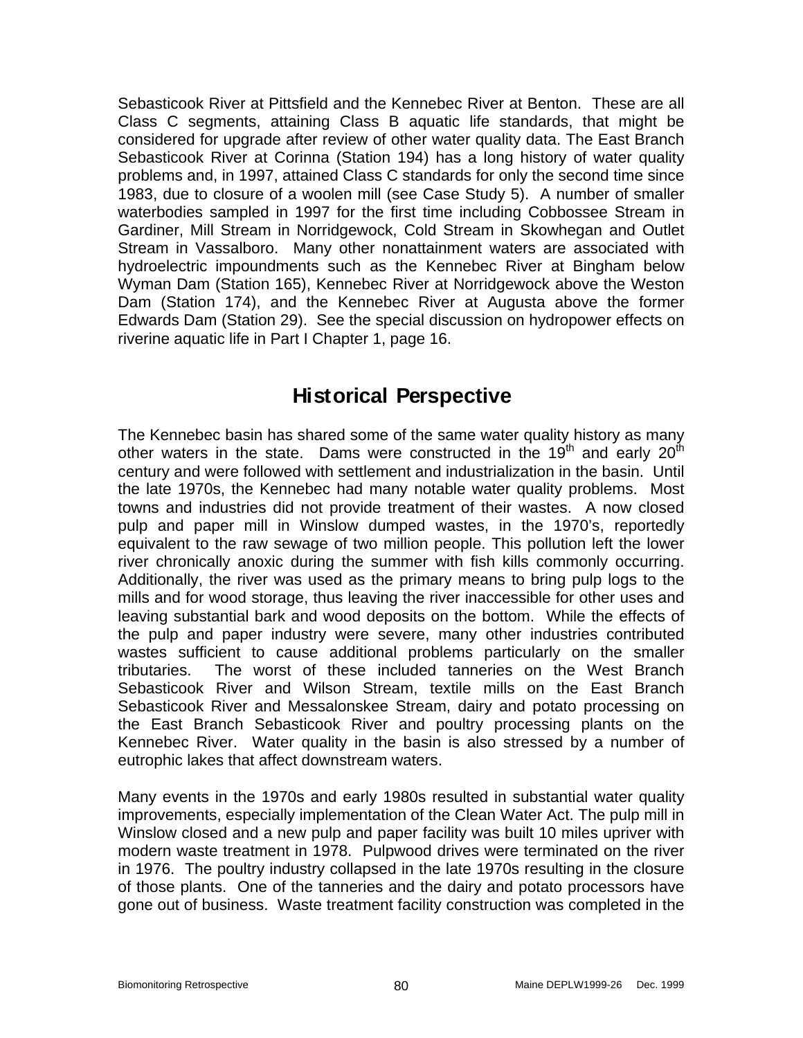Sebasticook River at Pittsfield and the Kennebec River at Benton. These are all Class C segments, attaining Class B aquatic life standards, that might be considered for upgrade after review of other water quality data. The East Branch Sebasticook River at Corinna (Station 194) has a long history of water quality problems and, in 1997, attained Class C standards for only the second time since 1983, due to closure of a woolen mill (see Case Study 5). A number of smaller waterbodies sampled in 1997 for the first time including Cobbossee Stream in Gardiner, Mill Stream in Norridgewock, Cold Stream in Skowhegan and Outlet Stream in Vassalboro. Many other nonattainment waters are associated with hydroelectric impoundments such as the Kennebec River at Bingham below Wyman Dam (Station 165), Kennebec River at Norridgewock above the Weston Dam (Station 174), and the Kennebec River at Augusta above the former Edwards Dam (Station 29). See the special discussion on hydropower effects on riverine aquatic life in Part I Chapter 1, page 16.

## Historical Perspective

The Kennebec basin has shared some of the same water quality history as many other waters in the state. Dams were constructed in the 19th and early 20th century and were followed with settlement and industrialization in the basin. Until the late 1970s, the Kennebec had many notable water quality problems. Most towns and industries did not provide treatment of their wastes. A now closed pulp and paper mill in Winslow dumped wastes, in the 1970's, reportedly equivalent to the raw sewage of two million people. This pollution left the lower river chronically anoxic during the summer with fish kills commonly occurring. Additionally, the river was used as the primary means to bring pulp logs to the mills and for wood storage, thus leaving the river inaccessible for other uses and leaving substantial bark and wood deposits on the bottom. While the effects of the pulp and paper industry were severe, many other industries contributed wastes sufficient to cause additional problems particularly on the smaller tributaries. The worst of these included tanneries on the West Branch Sebasticook River and Wilson Stream, textile mills on the East Branch Sebasticook River and Messalonskee Stream, dairy and potato processing on the East Branch Sebasticook River and poultry processing plants on the Kennebec River. Water quality in the basin is also stressed by a number of eutrophic lakes that affect downstream waters.

Many events in the 1970s and early 1980s resulted in substantial water quality improvements, especially implementation of the Clean Water Act. The pulp mill in Winslow closed and a new pulp and paper facility was built 10 miles upriver with modern waste treatment in 1978. Pulpwood drives were terminated on the river in 1976. The poultry industry collapsed in the late 1970s resulting in the closure of those plants. One of the tanneries and the dairy and potato processors have gone out of business. Waste treatment facility construction was completed in the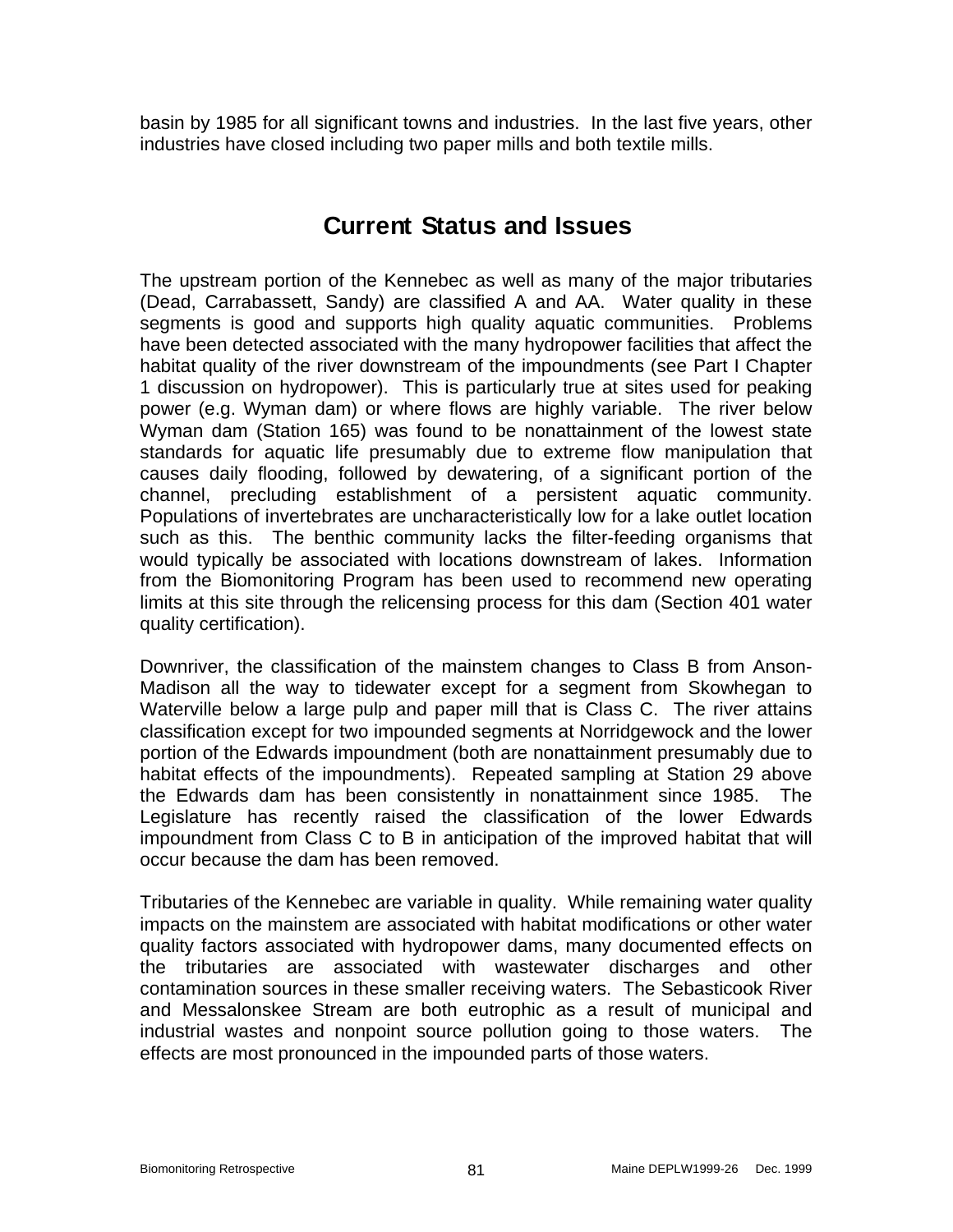basin by 1985 for all significant towns and industries. In the last five years, other industries have closed including two paper mills and both textile mills.

## Current Status and Issues

The upstream portion of the Kennebec as well as many of the major tributaries (Dead, Carrabassett, Sandy) are classified A and AA. Water quality in these segments is good and supports high quality aquatic communities. Problems have been detected associated with the many hydropower facilities that affect the habitat quality of the river downstream of the impoundments (see Part I Chapter 1 discussion on hydropower). This is particularly true at sites used for peaking power (e.g. Wyman dam) or where flows are highly variable. The river below Wyman dam (Station 165) was found to be nonattainment of the lowest state standards for aquatic life presumably due to extreme flow manipulation that causes daily flooding, followed by dewatering, of a significant portion of the channel, precluding establishment of a persistent aquatic community. Populations of invertebrates are uncharacteristically low for a lake outlet location such as this. The benthic community lacks the filter-feeding organisms that would typically be associated with locations downstream of lakes. Information from the Biomonitoring Program has been used to recommend new operating limits at this site through the relicensing process for this dam (Section 401 water quality certification).

Downriver, the classification of the mainstem changes to Class B from Anson-Madison all the way to tidewater except for a segment from Skowhegan to Waterville below a large pulp and paper mill that is Class C. The river attains classification except for two impounded segments at Norridgewock and the lower portion of the Edwards impoundment (both are nonattainment presumably due to habitat effects of the impoundments). Repeated sampling at Station 29 above the Edwards dam has been consistently in nonattainment since 1985. The Legislature has recently raised the classification of the lower Edwards impoundment from Class C to B in anticipation of the improved habitat that will occur because the dam has been removed.

Tributaries of the Kennebec are variable in quality. While remaining water quality impacts on the mainstem are associated with habitat modifications or other water quality factors associated with hydropower dams, many documented effects on the tributaries are associated with wastewater discharges and other contamination sources in these smaller receiving waters. The Sebasticook River and Messalonskee Stream are both eutrophic as a result of municipal and industrial wastes and nonpoint source pollution going to those waters. The effects are most pronounced in the impounded parts of those waters.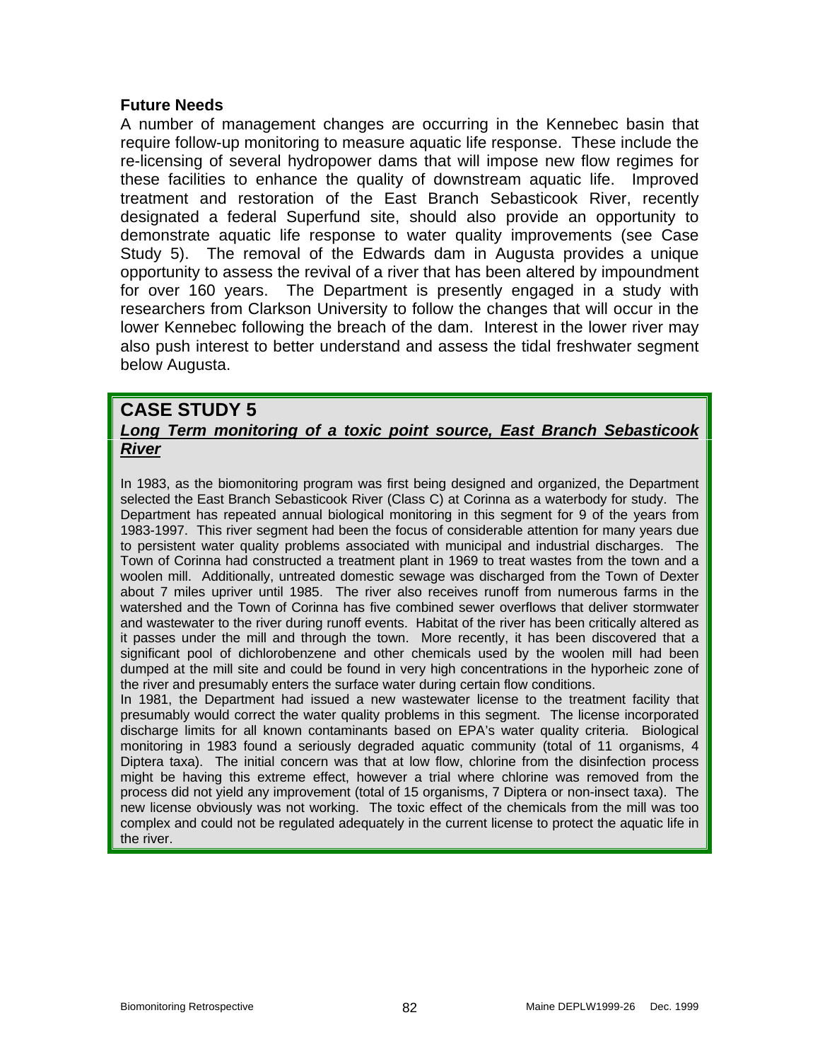### Future Needs

A number of management changes are occurring in the Kennebec basin that require follow-up monitoring to measure aquatic life response. These include the re-licensing of several hydropower dams that will impose new flow regimes for these facilities to enhance the quality of downstream aquatic life. Improved treatment and restoration of the East Branch Sebasticook River, recently designated a federal Superfund site, should also provide an opportunity to demonstrate aquatic life response to water quality improvements (see Case Study 5). The removal of the Edwards dam in Augusta provides a unique opportunity to assess the revival of a river that has been altered by impoundment for over 160 years. The Department is presently engaged in a study with researchers from Clarkson University to follow the changes that will occur in the lower Kennebec following the breach of the dam. Interest in the lower river may also push interest to better understand and assess the tidal freshwater segment below Augusta.

## CASE STUDY 5

***<u>Long Term monitoring of a toxic point source, East Branch Sebasticook River</u>***

In 1983, as the biomonitoring program was first being designed and organized, the Department selected the East Branch Sebasticook River (Class C) at Corinna as a waterbody for study. The Department has repeated annual biological monitoring in this segment for 9 of the years from 1983-1997. This river segment had been the focus of considerable attention for many years due to persistent water quality problems associated with municipal and industrial discharges. The Town of Corinna had constructed a treatment plant in 1969 to treat wastes from the town and a woolen mill. Additionally, untreated domestic sewage was discharged from the Town of Dexter about 7 miles upriver until 1985. The river also receives runoff from numerous farms in the watershed and the Town of Corinna has five combined sewer overflows that deliver stormwater and wastewater to the river during runoff events. Habitat of the river has been critically altered as it passes under the mill and through the town. More recently, it has been discovered that a significant pool of dichlorobenzene and other chemicals used by the woolen mill had been dumped at the mill site and could be found in very high concentrations in the hyporheic zone of the river and presumably enters the surface water during certain flow conditions.

In 1981, the Department had issued a new wastewater license to the treatment facility that presumably would correct the water quality problems in this segment. The license incorporated discharge limits for all known contaminants based on EPA's water quality criteria. Biological monitoring in 1983 found a seriously degraded aquatic community (total of 11 organisms, 4 Diptera taxa). The initial concern was that at low flow, chlorine from the disinfection process might be having this extreme effect, however a trial where chlorine was removed from the process did not yield any improvement (total of 15 organisms, 7 Diptera or non-insect taxa). The new license obviously was not working. The toxic effect of the chemicals from the mill was too complex and could not be regulated adequately in the current license to protect the aquatic life in the river.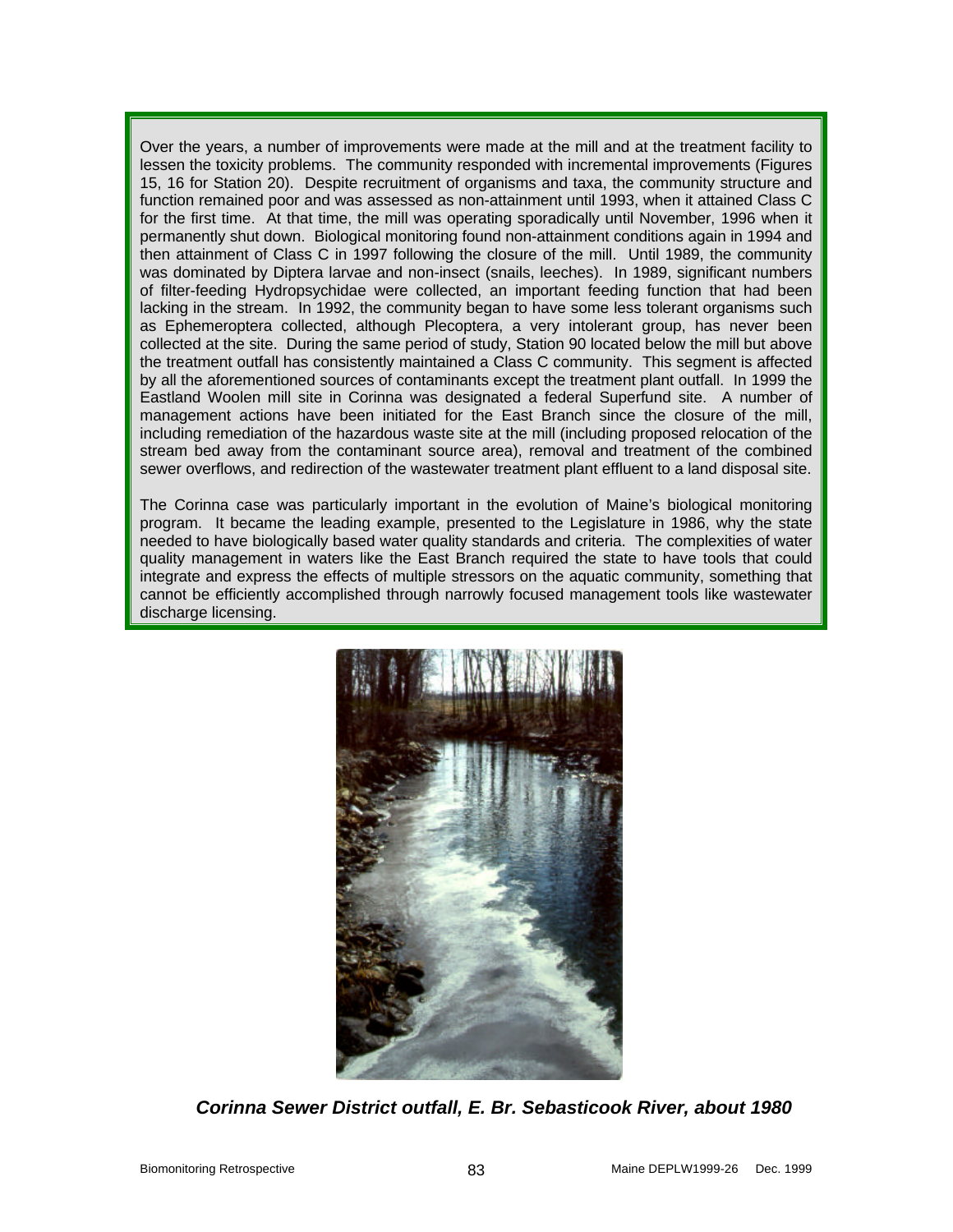Over the years, a number of improvements were made at the mill and at the treatment facility to lessen the toxicity problems. The community responded with incremental improvements (Figures 15, 16 for Station 20). Despite recruitment of organisms and taxa, the community structure and function remained poor and was assessed as non-attainment until 1993, when it attained Class C for the first time. At that time, the mill was operating sporadically until November, 1996 when it permanently shut down. Biological monitoring found non-attainment conditions again in 1994 and then attainment of Class C in 1997 following the closure of the mill. Until 1989, the community was dominated by Diptera larvae and non-insect (snails, leeches). In 1989, significant numbers of filter-feeding Hydropsychidae were collected, an important feeding function that had been lacking in the stream. In 1992, the community began to have some less tolerant organisms such as Ephemeroptera collected, although Plecoptera, a very intolerant group, has never been collected at the site. During the same period of study, Station 90 located below the mill but above the treatment outfall has consistently maintained a Class C community. This segment is affected by all the aforementioned sources of contaminants except the treatment plant outfall. In 1999 the Eastland Woolen mill site in Corinna was designated a federal Superfund site. A number of management actions have been initiated for the East Branch since the closure of the mill, including remediation of the hazardous waste site at the mill (including proposed relocation of the stream bed away from the contaminant source area), removal and treatment of the combined sewer overflows, and redirection of the wastewater treatment plant effluent to a land disposal site.

The Corinna case was particularly important in the evolution of Maine's biological monitoring program. It became the leading example, presented to the Legislature in 1986, why the state needed to have biologically based water quality standards and criteria. The complexities of water quality management in waters like the East Branch required the state to have tools that could integrate and express the effects of multiple stressors on the aquatic community, something that cannot be efficiently accomplished through narrowly focused management tools like wastewater discharge licensing.

***Corinna Sewer District outfall, E. Br. Sebasticook River, about 1980***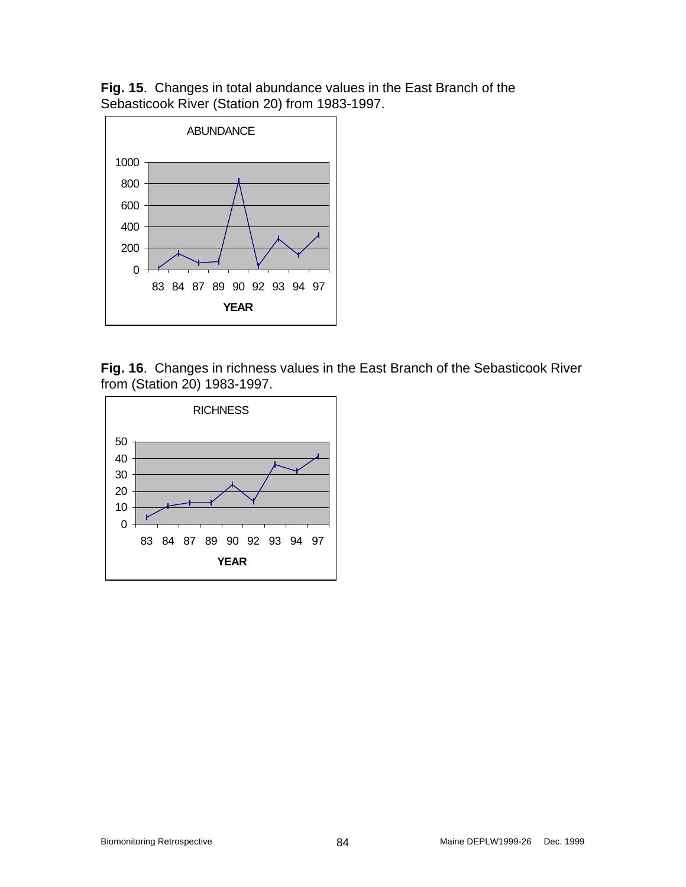**Fig. 15**. Changes in total abundance values in the East Branch of the Sebasticook River (Station 20) from 1983-1997.

ABUNDANCE

1000
800
600
400
200
0

83 84 87 89 90 92 93 94 97

**YEAR**

**Fig. 16**. Changes in richness values in the East Branch of the Sebasticook River from (Station 20) 1983-1997.

RICHNESS

50
40
30
20
10
0

83 84 87 89 90 92 93 94 97

**YEAR**